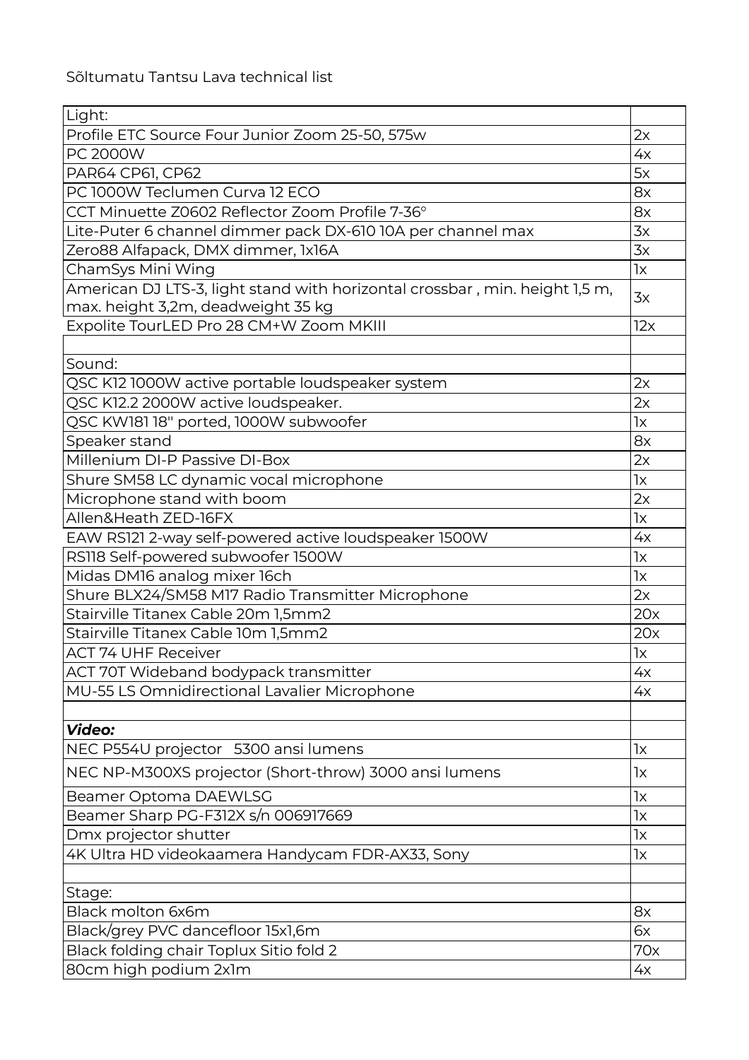Sõltumatu Tantsu Lava technical list

| Light: | |
|---|---|
| Profile ETC Source Four Junior Zoom 25-50, 575w | 2x |
| PC 2000W | 4x |
| PAR64 CP61, CP62 | 5x |
| PC 1000W Teclumen Curva 12 ECO | 8x |
| CCT Minuette Z0602 Reflector Zoom Profile 7-36° | 8x |
| Lite-Puter 6 channel dimmer pack DX-610 10A per channel max | 3x |
| Zero88 Alfapack, DMX dimmer, 1x16A | 3x |
| ChamSys Mini Wing | 1x |
| American DJ LTS-3, light stand with horizontal crossbar , min. height 1,5 m, max. height 3,2m, deadweight 35 kg | 3x |
| Expolite TourLED Pro 28 CM+W Zoom MKIII | 12x |
| | |
| Sound: | |
| QSC K12 1000W active portable loudspeaker system | 2x |
| QSC K12.2 2000W active loudspeaker. | 2x |
| QSC KW181 18" ported, 1000W subwoofer | 1x |
| Speaker stand | 8x |
| Millenium DI-P Passive DI-Box | 2x |
| Shure SM58 LC dynamic vocal microphone | 1x |
| Microphone stand with boom | 2x |
| Allen&Heath ZED-16FX | 1x |
| EAW RS121 2-way self-powered active loudspeaker 1500W | 4x |
| RS118 Self-powered subwoofer 1500W | 1x |
| Midas DM16 analog mixer 16ch | 1x |
| Shure BLX24/SM58 M17 Radio Transmitter Microphone | 2x |
| Stairville Titanex Cable 20m 1,5mm2 | 20x |
| Stairville Titanex Cable 10m 1,5mm2 | 20x |
| ACT 74 UHF Receiver | 1x |
| ACT 70T Wideband bodypack transmitter | 4x |
| MU-55 LS Omnidirectional Lavalier Microphone | 4x |
| | |
| ***Video:*** | |
| NEC P554U projector 5300 ansi lumens | 1x |
| NEC NP-M300XS projector (Short-throw) 3000 ansi lumens | 1x |
| Beamer Optoma DAEWLSG | 1x |
| Beamer Sharp PG-F312X s/n 006917669 | 1x |
| Dmx projector shutter | 1x |
| 4K Ultra HD videokaamera Handycam FDR-AX33, Sony | 1x |
| | |
| Stage: | |
| Black molton 6x6m | 8x |
| Black/grey PVC dancefloor 15x1,6m | 6x |
| Black folding chair Toplux Sitio fold 2 | 70x |
| 80cm high podium 2x1m | 4x |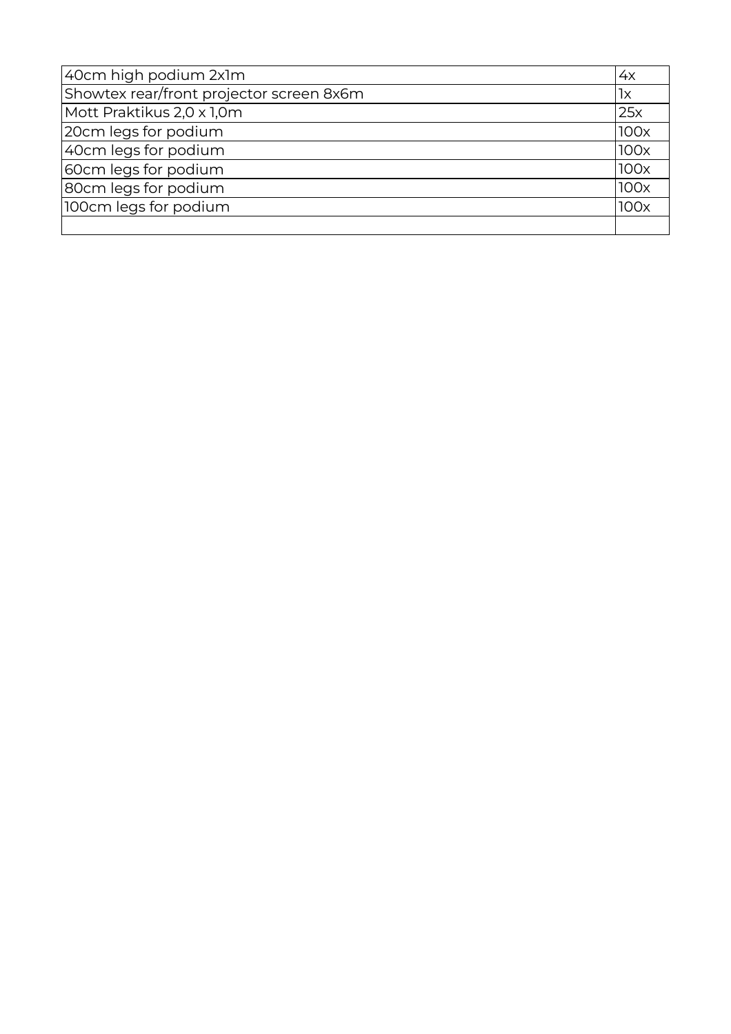| | |
|---|---|
| 40cm high podium 2x1m | 4x |
| Showtex rear/front projector screen 8x6m | 1x |
| Mott Praktikus 2,0 x 1,0m | 25x |
| 20cm legs for podium | 100x |
| 40cm legs for podium | 100x |
| 60cm legs for podium | 100x |
| 80cm legs for podium | 100x |
| 100cm legs for podium | 100x |
| | |